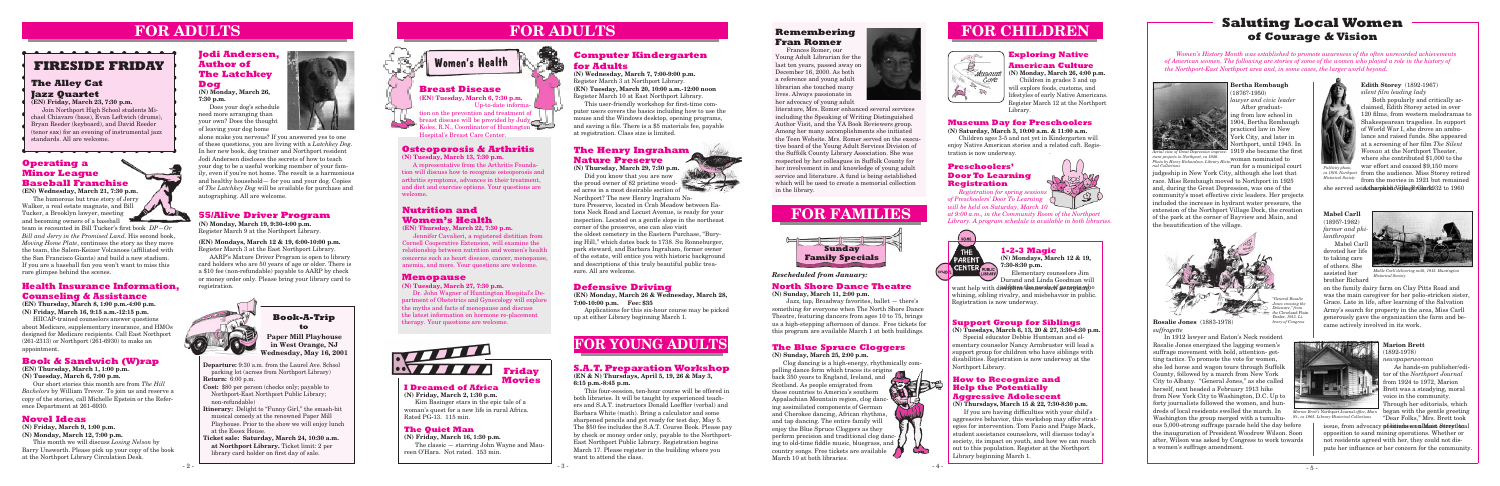# FOR ADULTS

## FIRESIDE FRIDAY

### The Alley Cat Jazz Quartet

**(EN) Friday, March 23, 7:30 p.m.**

Join Northport High School students Michael Chiavaro (bass), Evan Leftwich (drums), Bryan Reeder (keyboard), and David Reeder (tenor sax) for an evening of instrumental jazz standards. All are welcome.

### Operating a Minor League Baseball Franchise

**(EN) Wednesday, March 21, 7:30 p.m.**

The humorous but true story of Jerry Walker, a real estate magnate, and Bill Tucker, a Brooklyn lawyer, meeting and becoming owners of a baseball team is recounted in Bill Tucker's first book *DP – Or Bill and Jerry in the Promised Land*. His second book, *Moving Home Plate*, continues the story as they move the team, the Salem-Keizer Volcanoes (affiliated with the San Francisco Giants) and build a new stadium. If you are a baseball fan you won't want to miss this rare glimpse behind the scenes.

### Health Insurance Information, Counseling & Assistance

**(EN) Thursday, March 8, 1:00 p.m.-4:00 p.m.**
**(N) Friday, March 16, 9:15 a.m.-12:15 p.m.**

HIICAP-trained counselors answer questions about Medicare, supplementary insurance, and HMOs designed for Medicare recipients. Call East Northport (261-2313) or Northport (261-6930) to make an appointment.

### Book & Sandwich (W)rap

**(EN) Thursday, March 1, 1:00 p.m.**
**(N) Tuesday, March 6, 7:00 p.m.**

Our short stories this month are from *The Hill Bachelors* by William Trevor. To join us and reserve a copy of the stories, call Michelle Epstein or the Reference Department at 261-6930.

### Novel Ideas

**(N) Friday, March 9, 1:00 p.m.**
**(N) Monday, March 12, 7:00 p.m.**

This month we will discuss *Losing Nelson* by Barry Unsworth. Please pick up your copy of the book at the Northport Library Circulation Desk.

### Jodi Andersen, Author of The Latchkey Dog

**(N) Monday, March 26, 7:30 p.m.**

Does your dog's schedule need more arranging than your own? Does the thought of leaving your dog home alone make you nervous? If you answered yes to one of these questions, you are living with a *Latchkey Dog*. In her new book, dog trainer and Northport resident Jodi Andersen discloses the secrets of how to teach your dog to be a useful working member of your family, even if you're not home. The result is a harmonious and healthy household—for you and your dog. Copies of *The Latchkey Dog* will be available for purchase and autographing. All are welcome.

### 55/Alive Driver Program

**(N) Monday, March 19, 9:30-4:00 p.m.**
Register March 3 at the Northport Library.

**(EN) Mondays, March 12 & 19, 6:00-10:00 p.m.**
Register March 3 at the East Northport Library.

AARP's Mature Driver Program is open to library card holders who are 50 years of age or older. There is a $10 fee (non-refundable) payable to AARP by check or money order only. Please bring your library card to registration.

## Women's Health

### Breast Disease

**(EN) Tuesday, March 6, 7:30 p.m.**

Up-to-date information on the prevention and treatment of breast disease will be provided by Judy Kolke, R.N., Coordinator of Huntington Hospital's Breast Care Center.

### Osteoporosis & Arthritis

**(N) Tuesday, March 13, 7:30 p.m.**

A representative from the Arthritis Foundation will discuss how to recognize osteoporosis and arthritis symptoms, advances in their treatment, and diet and exercise options. Your questions are welcome.

### Nutrition and Women's Health

**(EN) Thursday, March 22, 7:30 p.m.**

Jennifer Cavaluzzi, a registered dietitian from Cornell Cooperative Extension, will examine the relationship between nutrition and women's health concerns such as heart disease, cancer, menopause, anemia, and more. Your questions are welcome.

### Menopause

**(N) Tuesday, March 27, 7:30 p.m.**

Dr. John Wagner of Huntington Hospital's Department of Obstetrics and Gynecology will explore the myths and facts of menopause and discuss the latest information on hormone re-placement therapy. Your questions are welcome.

### Book-A-Trip to Paper Mill Playhouse in West Orange, NJ
**Wednesday, May 16, 2001**

**Departure:** 9:30 a.m. from the Laurel Ave. School parking lot (across from Northport Library)
**Return:** 6:00 p.m.
**Cost:** $80 per person (checks only; payable to Northport-East Northport Public Library; non-refundable)
**Itinerary:** Delight to "Funny Girl," the smash-hit musical comedy at the renowned Paper Mill Playhouse. Prior to the show we will enjoy lunch at the Essex House.
**Ticket sale: Saturday, March 24, 10:30 a.m. at Northport Library.** Ticket limit: 2 per library card holder on first day of sale.

## Friday Movies

### I Dreamed of Africa

**(N) Friday, March 2, 1:30 p.m.**

Kim Basinger stars in the epic tale of a woman's quest for a new life in rural Africa. Rated PG-13. 115 min.

### The Quiet Man

**(N) Friday, March 16, 1:30 p.m.**

The classic — starring John Wayne and Maureen O'Hara. Not rated. 153 min.

### Computer Kindergarten for Adults

**(N) Wednesday, March 7, 7:00-9:00 p.m.**
Register March 3 at Northport Library.
**(EN) Tuesday, March 20, 10:00 a.m.-12:00 noon**
Register March 10 at East Northport Library.

This user-friendly workshop for first-time computer users covers the basics including how to use the mouse and the Windows desktop, opening programs, and saving a file. There is a $5 materials fee, payable at registration. Class size is limited.

### The Henry Ingraham Nature Preserve

**(N) Thursday, March 29, 7:30 p.m.**

Did you know that you are now the proud owner of 62 pristine wooded acres in a most desirable section of Northport? The new Henry Ingraham Nature Preserve, located in Crab Meadow between Eatons Neck Road and Locust Avenue, is ready for your inspection. Located on a gentle slope in the northeast corner of the preserve, one can also visit the oldest cemetery in the Eastern Purchase, "Burying Hill," which dates back to 1738. Su Rennebarger, park steward, and Barbara Ingraham, former owner of the estate, will entice you with historic background and descriptions of this truly beautiful public treasure. All are welcome.

### Defensive Driving

**(EN) Monday, March 26 & Wednesday, March 28, 7:00-10:00 p.m. Fee: $35**

Applications for this six-hour course may be picked up at either Library beginning March 1.

# FOR YOUNG ADULTS

### S.A.T. Preparation Workshop

**(EN & N) Thursdays, April 5, 19, 26 & May 3, 6:15 p.m.-8:45 p.m.**

This four-session, ten-hour course will be offered in both libraries. It will be taught by experienced teachers and S.A.T. instructors Donald Loeffler (verbal) and Barbara White (math). Bring a calculator and some sharpened pencils and get ready for test day, May 5. The $50 fee includes the S.A.T. Course Book. Please pay by check or money order only, payable to the Northport-East Northport Public Library. Registration begins March 17. Please register in the building where you want to attend the class.

### Remembering Fran Romer

Frances Romer, our Young Adult Librarian for the last ten years, passed away on December 16, 2000. As both a reference and young adult librarian she touched many lives. Always passionate in her advocacy of young adult literature, Mrs. Romer enhanced several services including the Speaking of Writing Distinguished Author Visit, and the YA Book Reviewers group. Among her many accomplishments she initiated the Teen Website. Mrs. Romer served on the executive board of the Young Adult Services Division of the Suffolk County Library Association. She was respected by her colleagues in Suffolk County for her involvement in and knowledge of young adult service and literature. A fund is being established which will be used to create a memorial collection in the library.

# FOR CHILDREN

### Exploring Native American Culture

**(N) Monday, March 26, 4:00 p.m.**

Children in grades 3 and up will explore foods, customs, and lifestyles of early Native Americans. Register March 12 at the Northport Library.

### Museum Day for Preschoolers

**(N) Saturday, March 3, 10:00 a.m. & 11:00 a.m.**

Children ages 3-5 and not yet in kindergarten will enjoy Native American stories and a related craft. Registration is now underway.

### Preschoolers' Door To Learning Registration

*Registration for spring sessions of Preschoolers' Door To Learning will be held on Saturday, March 10 at 9:00 a.m., in the Community Room of the Northport Library. A program schedule is available in both libraries.*

# FOR FAMILIES

## Sunday Family Specials

*Rescheduled from January:*

### North Shore Dance Theatre

**(N) Sunday, March 11, 2:00 p.m.**

Jazz, tap, Broadway favorites, ballet — there's something for everyone when The North Shore Dance Theatre, featuring dancers from ages 10 to 75, brings us a high-stepping afternoon of dance. Free tickets for this program are available March 1 at both buildings.

### The Blue Spruce Cloggers

**(N) Sunday, March 25, 2:00 p.m.**

Clog dancing is a high-energy, rhythmically compelling dance form which traces its origins back 350 years to England, Ireland, and Scotland. As people emigrated from these countries to America's southern Appalachian Mountain region, clog dancing assimilated components of German and Cherokee dancing, African rhythms, and tap dancing. The entire family will enjoy the Blue Spruce Cloggers as they perform precision and traditional clog dancing to old-time fiddle music, bluegrass, and country songs. Free tickets are available March 10 at both libraries.

### 1-2-3 Magic

**(N) Mondays, March 12 & 19, 7:30-8:30 p.m.**

Elementary counselors Jim Durand and Linda Goodman will present this workshop for parents who want help with discipline issues such as temper tantrums, whining, sibling rivalry, and misbehavior in public. Registration is now underway.

### Support Group for Siblings

**(N) Tuesdays, March 6, 13, 20 & 27, 3:30-4:30 p.m.**

Special educator Debbie Huntsman and elementary counselor Nancy Armbruster will lead a support group for children who have siblings with disabilities. Registration is now underway at the Northport Library.

### How to Recognize and Help the Potentially Aggressive Adolescent

**(N) Thursday, March 15 & 22, 7:30-8:30 p.m.**

If you are having difficulties with your child's aggressive behavior, this workshop may offer strategies for intervention. Tom Fazio and Paige Mack, student assistance counselors, will discuss today's society, its impact on youth, and how we can reach out to this population. Register at the Northport Library beginning March 1.

## Saluting Local Women of Courage & Vision

*Women's History Month was established to promote awareness of the often unrecorded achievements of American women. The following are stories of some of the women who played a role in the history of the Northport-East Northport area and, in some cases, the larger world beyond.*

**Bertha Rembaugh** (1876?-1950)
*lawyer and civic leader*

After graduating from law school in 1904, Bertha Rembaugh practiced law in New York City, and later in Northport, until 1945. In 1919 she became the first woman nominated to run for a municipal court judgeship in New York City, although she lost that race. Miss Rembaugh moved to Northport in 1925 and, during the Great Depression, was one of the community's most effective civic leaders. Her projects included the increase in hydrant water pressure, the extension of the Northport Village Dock, the creation of the park at the corner of Bayview and Main, and the beautification of the village.

*Aerial View of Great Depression improvement projects in Northport, ca 1936. Photo by Henry Richardson Library Historical Collection.*

**Edith Storey** (1892-1967)
*silent film leading lady*

Both popularly and critically acclaimed, Edith Storey acted in over 120 films, from western melodramas to Shakespearean tragedies. In support of World War I, she drove an ambulance and raised funds. She appeared at a screening of her film *The Silent Woman* at the Northport Theater, where she contributed $1,000 to the war effort and caused $9,150 more from the audience. Miss Storey retired from the movies in 1921 but remained in Northport. She served as a member of the Village Board from 1932 to 1960

*Publicity photo, ca 1920. Northport Historical Society.*

**Mabel Carll** (1895?-1962)
*farmer and philanthropist*

Mabel Carll devoted her life to taking care of others. She assisted her brother Richard on the family dairy farm on Clay Pitts Road and was the main caregiver for her polio-stricken sister, Grace. Late in life, after learning of the Salvation Army's search for property in the area, Miss Carll generously gave the organization the farm and became actively involved in its work.

*Mabel Carll (delivering milk, 1945. Huntington Historical Society.*

**Rosalie Jones** (1883-1978)
*suffragette*

*"General Rosalie Jones crossing the Delaware," from the Cleveland Plain Dealer, 1913. Courtesy of Congress.*

In 1912 lawyer and Eaton's Neck resident Rosalie Jones energized the lagging women's suffrage movement with bold, attention-getting tactics. To promote the vote for women, she led horse and wagon tours through Suffolk County, followed by a march from New York City to Albany. "General Jones," as she called herself, next headed a February 1913 hike from New York City to Washington, D.C. Up to forty journalists followed the women, and hundreds of local residents swelled the march. In Washington the group merged with a tumultuous 5,000-strong suffrage parade held the day before the inauguration of President Woodrow Wilson. Soon after, Wilson was asked by Congress to work towards a women's suffrage amendment.

**Marion Brett** (1892-1978)
*newspaperwoman*

As hands-on publisher/editor of the *Northport Journal* from 1924 to 1972, Marion Brett was a steadying, moral voice in the community. Through her editorials, which began with the gentle greeting "Dear Folks," Mrs. Brett took issue, from advocacy of prohibition and anti-Communism to the opposition to sand mining operations. Whether or not residents agreed with her, they could not dispute her influence or her concern for the community.

*Marion Brett's Northport Journal office, May's St., ca 1965. Library Historical Collection.*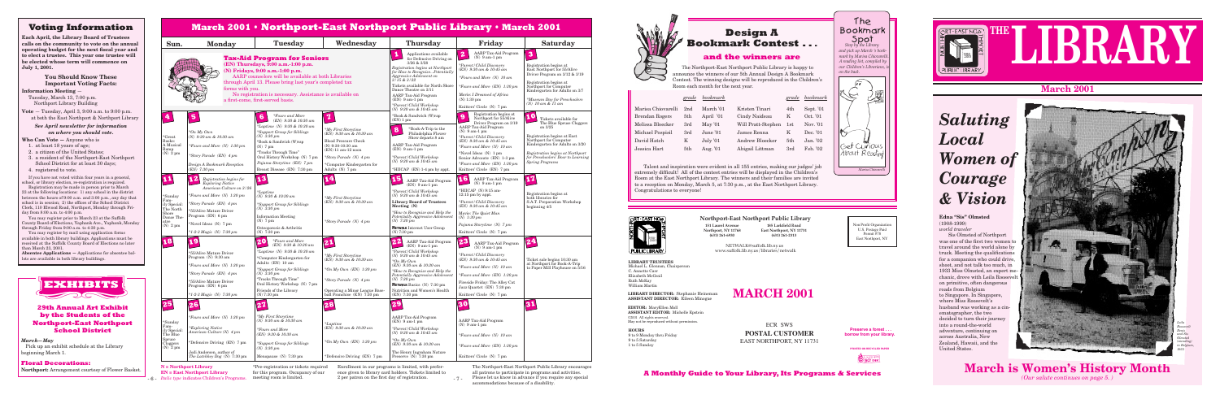## Voting Information

**Each April, the Library Board of Trustees calls on the community to vote on the annual operating budget for the next fiscal year and to elect a trustee. This year one trustee will be elected whose term will commence on July 1, 2001.**

### You Should Know These Important Voting Facts:

**Information Meeting** — Tuesday, March 13, 7:00 p.m. Northport Library Building

**Vote** — Tuesday, April 3, 9:00 a.m. to 9:00 p.m. at both the East Northport & Northport Library

*See April newsletter for information on where you should vote.*

**Who Can Vote** — Anyone who is
1. at least 18 years of age;
2. a citizen of the United States;
3. a resident of the Northport-East Northport School District for at least 30 days;
4. registered to vote.

If you have not voted within four years in a general, school, or library election, re-registration is required.

Registration may be made in person prior to March 23 at the following locations: 1) any school in the district between the hours of 9:00 a.m. and 3:00 p.m., any day that school is in session; 2) the offices of the School District Clerk, 110 Elwood Road, Northport, Monday through Friday from 9:00 a.m. to 4:00 p.m.

You may register prior to March 21 at the Suffolk County Board of Elections, Yaphank Ave., Yaphank, Monday through Friday from 9:00 a.m. to 4:00 p.m.

You may register by mail using application forms available in both library buildings. Applications must be received at the Suffolk County Board of Elections no later than March 23, 2001.

**Absentee Applications** — Applications for absentee ballots are available in both library buildings.

## EXHIBITS

### 29th Annual Art Exhibit by the Students of the Northport-East Northport School District

*March—May*

Pick up an exhibit schedule at the Library beginning March 1.

### Floral Decorations:

**Northport:** Arrangement courtesy of Flower Basket.

# March 2001 • Northport-East Northport Public Library • March 2001

**Tax-Aid Program for Seniors**
(EN) Thursdays, 9:00 a.m.-1:00 p.m.
(N) Fridays, 9:00 a.m.-1:00 p.m.
AARP counselors will be available at both Libraries through April 13. Please bring last year's completed tax forms with you.
No registration is necessary. Assistance is available on a first-come, first-served basis.

| Sun. | Monday | Tuesday | Wednesday | Thursday | Friday | Saturday |
|---|---|---|---|---|---|---|
| | | | | **1** Applications available for Defensive Driving on 3/24 & 3/26<br>*Registration begins at Northport for How to Recognize...Potentially Aggressive Adolescent on 3/15 & 3/22*<br>Tickets available for North Shore Dance Theatre on 3/11<br>AARP Tax-Aid Program (EN) 9 am-1 pm<br>*Parent/Child Workshop (N) 9:30 am & 10:45 am*<br>\*Book & Sandwich (B)rap (EN) 1 pm | **2** AARP Tax-Aid Program (N) 9 am-1 pm<br>*Parent/Child Discovery (EN) 9:30 am & 10:45 am*<br>*Fours and More (N) 10 am*<br>*Fours and More (EN) 1:30 pm*<br>*Movie: I Dreamed of Africa (N) 1:30 pm*<br>Knitters' Circle (N) 7 pm | **3** Registration begins at East Northport for 55/Alive Driver Program on 3/12 & 3/19<br>Registration begins at Northport for Computer Kindergarten for Adults on 3/7<br>*\*Museum Day for Preschoolers (N) 10 am & 11 am* |
| **4**<br>\*Great Books: A Musical Romp (N) 2 pm | **5**<br>*\*On My Own (N) 9:30 am & 10:30 am*<br>*\*Fours and More (N) 1:30 pm*<br>*\*Story Parade (EN) 4 pm*<br>*Design A Bookmark Reception (EN) 7:30 pm* | **6** *\*Fours and More (EN) 9:30 am & 10:30 am*<br>*\*Laptime (N) 9:30 am & 10:30 am*<br>\*Support Group for Siblings (N) 3:30 pm<br>\*Book & Sandwich (B)rap (N) 7 pm<br>\*Treks Through Time" Oral History Workshop (N) 7 pm<br>*Pajama Storytime (EN) 7 pm*<br>Bonsai Demonstration (EN) 7:30 pm | **7**<br>*\*My First Storytime (EN) 9:30 am & 10:30 am*<br>Blood Pressure Check (N) 9:30-10:30 am (EN) 11 am-12 noon<br>*\*Story Parade (N) 4 pm*<br>\*Computer Kindergarten for Adults (N) 7 pm | **8** \*Book-A-Trip to the Philadelphia Flower Show departs 8 am<br>AARP Tax-Aid Program (EN) 9 am-1 pm<br>*\*Parent/Child Workshop (N) 9:30 am & 10:45 am*<br>\*HIICAP (EN) 1-4 pm by appt. | **9** Registration begins at Northport for 55/Alive Driver Program on 3/28<br>AARP Tax-Aid Program (N) 9 am-1 pm<br>*\*Parent/Child Discovery (EN) 9:30 am & 10:45 am*<br>*\*Fours and More (N) 10 am*<br>\*Novel Ideas (N) 1 pm<br>Senior Advocate (N) 1-3 pm<br>*\*Fours and More (EN) 1:30 pm*<br>Knitters' Circle (EN) 7 pm | **10** Tickets available for The Blue Spruce Cloggers on 3/25<br>Registration begins at East Northport for Computer Kindergarten for Adults on 3/20<br>*Registration begins at Northport for Preschoolers' Door to Learning Spring Programs* |
| **11**<br>\*Sunday Fare (In Special: The North Shore Dance Theatre (N) 2 pm | **12** *Registration begins for "Exploring Native American Culture" on 3/26*<br>*\*Fours and More (N) 1:30 pm*<br>*\*Story Parade (EN) 4 pm*<br>\*55/Alive Mature Driver Program (EN) 6 pm<br>\*Novel Ideas (N) 7 pm<br>*\*1-2-3 Magic (N) 7:30 pm* | **13**<br>*\*Laptime (N) 9:30 & 10:30 am*<br>\*Support Group for Siblings (N) 3:30 pm<br>Information Meeting (N) 7 pm<br>Osteoporosis & Arthritis (N) 7:30 pm | **14**<br>*\*My First Storytime (EN) 9:30 am & 10:30 am*<br><br>*\*Story Parade (N) 4 pm* | **15** AARP Tax-Aid Program (EN) 9 am-1 pm<br>*\*Parent/Child Workshop (N) 9:30 am & 10:45 am*<br>**Library Board of Trustees Meeting (N)**<br>\*How to Recognize and Help the Potentially Aggressive Adolescent (N) 7:30 pm<br>**Browse** Internet User Group (N) 7:30 pm | **16** AARP Tax-Aid Program (N) 9 am-1 pm<br>\*HIICAP (N) 9:15 am-12:15 pm by appt.<br>*\*Parent/Child Discovery (EN) 9:30 am & 10:45 am*<br>*Movie: The Quiet Man (N) 1:30 pm*<br>*Pajama Storytime (N) 7 pm*<br>Knitters' Circle (N) 7 pm | **17**<br>Registration begins at both libraries for S.A.T. Preparation Workshop beginning 4/5 |
| **18** | **19**<br>\*55/Alive Mature Driver Program (N) 9:30 am<br>*\*Fours and More (N) 1:30 pm*<br>*\*Story Parade (EN) 4 pm*<br>\*55/Alive Mature Driver Program (EN) 6 pm<br>*\*1-2-3 Magic (N) 7:30 pm* | **20** *\*Fours and More (EN) 9:30 am & 10:30 am*<br>*\*Laptime (N) 9:30 am & 10:30 am*<br>\*Computer Kindergarten for Adults (EN) 10 am<br>\*Support Group for Siblings (N) 3:30 pm<br>\*Treks Through Time" Oral History Workshop (N) 7 pm<br>Friends of the Library (N) 7:30 pm | **21**<br>*\*My First Storytime (EN) 9:30 am & 10:30 am*<br>*\*On My Own (EN) 1:30 pm*<br>*\*Story Parade (N) 4 pm*<br>Operating a Minor League Baseball Franchise (EN) 7:30 pm | **22** AARP Tax-Aid Program (EN) 9 am-1 pm<br>*\*Parent/Child Workshop (N) 9:30 am & 10:45 am*<br>*\*On My Own (EN) 9:30 am & 10:30 am*<br>\*How to Recognize and Help the Potentially Aggressive Adolescent (N) 7:30 pm<br>**Browse** Basics (N) 7:30 pm<br>Nutrition and Women's Health (EN) 7:30 pm | **23** AARP Tax-Aid Program (N) 9 am-1 pm<br>*\*Parent/Child Discovery (EN) 9:30 am & 10:45 am*<br>*\*Fours and More (N) 10 am*<br>*\*Fours and More (EN) 1:30 pm*<br>Fireside Friday: The Alley Cat Jazz Quartet (EN) 7:30 pm<br>Knitters' Circle (N) 7 pm | **24**<br>Ticket sale begins 10:30 am at Northport for Book-A-Trip to Paper Mill Playhouse on 5/16 |
| **25**<br>\*Sunday Fare (In Special: The Blue Spruce Cloggers (N) 2 pm | **26**<br>*\*Fours and More (N) 1:30 pm*<br>*\*Exploring Native American Culture (N) 4 pm*<br>\*Defensive Driving (EN) 7 pm<br>*\*1-2-3 Magic (N) 7:30 pm*<br>*The Lordship Dog (N) 7:30 pm* | **27**<br>*\*My First Storytime (N) 9:30 am & 10:30 am*<br>*\*Fours and More (EN) 9:30 & 10:30 am*<br>\*Support Group for Siblings (N) 3:30 pm<br>Jodi Anderson, author of ... (N) 7:30 pm<br>Menopause (N) 7:30 pm | **28**<br>*\*Laptime (EN) 9:30 am & 10:30 am*<br>*\*On My Own (EN) 1:30 pm*<br>\*Defensive Driving (EN) 7 pm | **29**<br>AARP Tax-Aid Program (EN) 9 am-1 pm<br>*\*Parent/Child Workshop (N) 9:30 am & 10:45 am*<br>*\*On My Own (EN) 9:30 am & 10:30 am*<br>The Henry Loguidice Nature Preserve (N) 7:30 pm | **30**<br>AARP Tax-Aid Program (N) 9 am-1 pm<br>*\*Fours and More (N) 10 am*<br>*\*Fours and More (EN) 1:30 pm*<br>Knitters' Circle (N) 7 pm | **31** |

**N = Northport Library**
**EN = East Northport Library**
*Italic type indicates Children's Programs.*

\*Pre-registration or tickets required for this program. Occupancy of our meeting room is limited.

Enrollment in our programs is limited, with preference given to library card holders. Tickets limited to 2 per patron on the first day of registration.

The Northport-East Northport Public Library encourages all patrons to participate in programs and activities. Please let us know in advance if you require any special accommodations because of a disability.

# Design A Bookmark Contest . . .
## and the winners are

The Northport-East Northport Public Library is happy to announce the winners of our 5th Annual Design A Bookmark Contest. The winning designs will be reproduced in the Children's Room each month for the next year.

| | grade | bookmark | | grade | bookmark |
|---|---|---|---|---|---|
| Marisa Chiavarelli | 2nd | March '01 | Kristen Tinari | 4th | Sept. '01 |
| Brendan Rogers | 5th | April '01 | Cindy Naideau | K | Oct. '01 |
| Melissa Bloecker | 3rd | May '01 | Will Pratt-Stephen | 1st | Nov. '01 |
| Michael Pospisil | 3rd | June '01 | James Renna | K | Dec. '01 |
| David Hatch | K | July '01 | Andrew Bloecker | 5th | Jan. '02 |
| Jessica Hart | 5th | Aug. '01 | Abigail Littman | 3rd | Feb. '02 |

Talent and inspiration were evident in all 155 entries, making our judges' job extremely difficult! All of the contest entries will be displayed in the Children's Room at the East Northport Library. The winners and their families are invited to a reception on Monday, March 5, at 7:30 p.m., at the East Northport Library. Congratulations to everyone!

### The Bookmark Spot

*Stop by the Library and pick up March's bookmark by Marisa Chiavarelli. A reading list, compiled by our Children's Librarians, is on the back.*

Get Curious About Reading!

*Marisa Chiavarelli*

**Northport-East Northport Public Library**

151 Laurel Avenue, Northport, NY 11768, (631) 261-6930
185 Larkfield Road, East Northport, NY 11731, (631) 261-2313

NETMAIL@suffolk.lib.ny.us
www.suffolk.lib.ny.us/libraries/netwsalk

**LIBRARY TRUSTEES**
Michael L. Glennon, Chairperson
C. Annette Carr
Elizabeth McDevitt
Ruth Molloy
William Martin

**LIBRARY DIRECTOR:** Stephanie Heineman
**ASSISTANT DIRECTOR:** Eileen Minogue

**EDITOR:** MaryEllen Mall
**ASSISTANT EDITOR:** Michelle Epstein
©2001 All rights reserved.
May not be reproduced without permission.

**HOURS**
9 to 9 Monday thru Friday
9 to 5 Saturday
1 to 5 Sunday

Non Profit Organization
U.S. Postage Paid
Permit #78
East Northport, NY

# MARCH 2001

ECR SWS
**POSTAL CUSTOMER**
EAST NORTHPORT, NY 11731

**Preserve a forest... borrow from your library.**

**A Monthly Guide to Your Library, Its Programs & Services**

# THE LIBRARY

**March 2001**

# *Saluting Local Women of Courage & Vision*

**Edna "Sis" Olmsted**
(1908-1999)
*world traveler*

Sis Olmsted of Northport was one of the first two women to travel around the world alone by truck. Meeting the qualifications for a companion who could drive, shoot, and not talk too much, in 1931 Miss Olmsted, an expert mechanic, drove with Laila Roosevelt on primitive, often dangerous roads from Belgium to Singapore. In Singapore, where Miss Roosevelt's husband was working as a cinematographer, the two decided to turn their journey into a round-the-world adventure, continuing on across Australia, New Zealand, Hawaii, and the United States.

*Laila Roosevelt (left) and Sis Olmsted in Belgium, 1931*

## March is Women's History Month
*(Our salute continues on page 5.)*